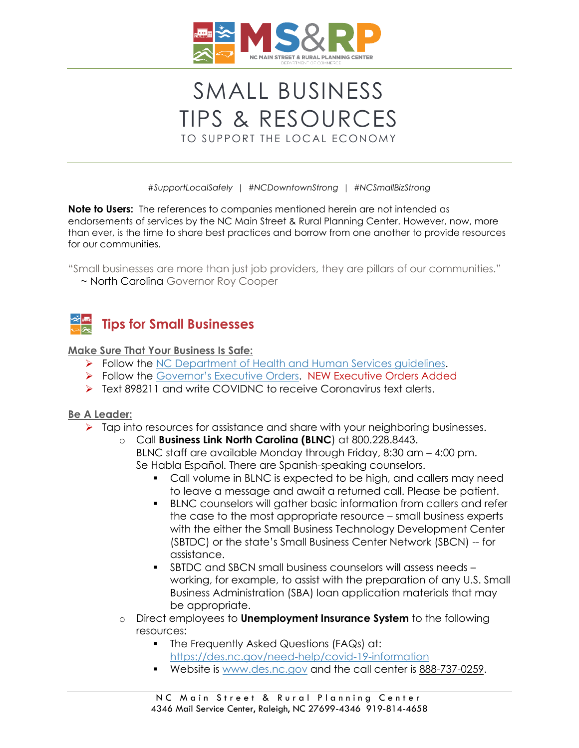MS&RP
NC MAIN STREET & RURAL PLANNING CENTER
DEPARTMENT OF COMMERCE

# SMALL BUSINESS TIPS & RESOURCES

TO SUPPORT THE LOCAL ECONOMY

*#SupportLocalSafely | #NCDowntownStrong | #NCSmallBizStrong*

**Note to Users:** The references to companies mentioned herein are not intended as endorsements of services by the NC Main Street & Rural Planning Center. However, now, more than ever, is the time to share best practices and borrow from one another to provide resources for our communities.

"Small businesses are more than just job providers, they are pillars of our communities."
~ North Carolina Governor Roy Cooper

## Tips for Small Businesses

**Make Sure That Your Business Is Safe:**

- Follow the NC Department of Health and Human Services guidelines.
- Follow the Governor's Executive Orders. NEW Executive Orders Added
- Text 898211 and write COVIDNC to receive Coronavirus text alerts.

**Be A Leader:**

- Tap into resources for assistance and share with your neighboring businesses.
  - Call **Business Link North Carolina (BLNC**) at 800.228.8443.
    BLNC staff are available Monday through Friday, 8:30 am – 4:00 pm.
    Se Habla Español. There are Spanish-speaking counselors.
    - Call volume in BLNC is expected to be high, and callers may need to leave a message and await a returned call. Please be patient.
    - BLNC counselors will gather basic information from callers and refer the case to the most appropriate resource – small business experts with the either the Small Business Technology Development Center (SBTDC) or the state's Small Business Center Network (SBCN) -- for assistance.
    - SBTDC and SBCN small business counselors will assess needs – working, for example, to assist with the preparation of any U.S. Small Business Administration (SBA) loan application materials that may be appropriate.
  - Direct employees to **Unemployment Insurance System** to the following resources:
    - The Frequently Asked Questions (FAQs) at: https://des.nc.gov/need-help/covid-19-information
    - Website is www.des.nc.gov and the call center is 888-737-0259.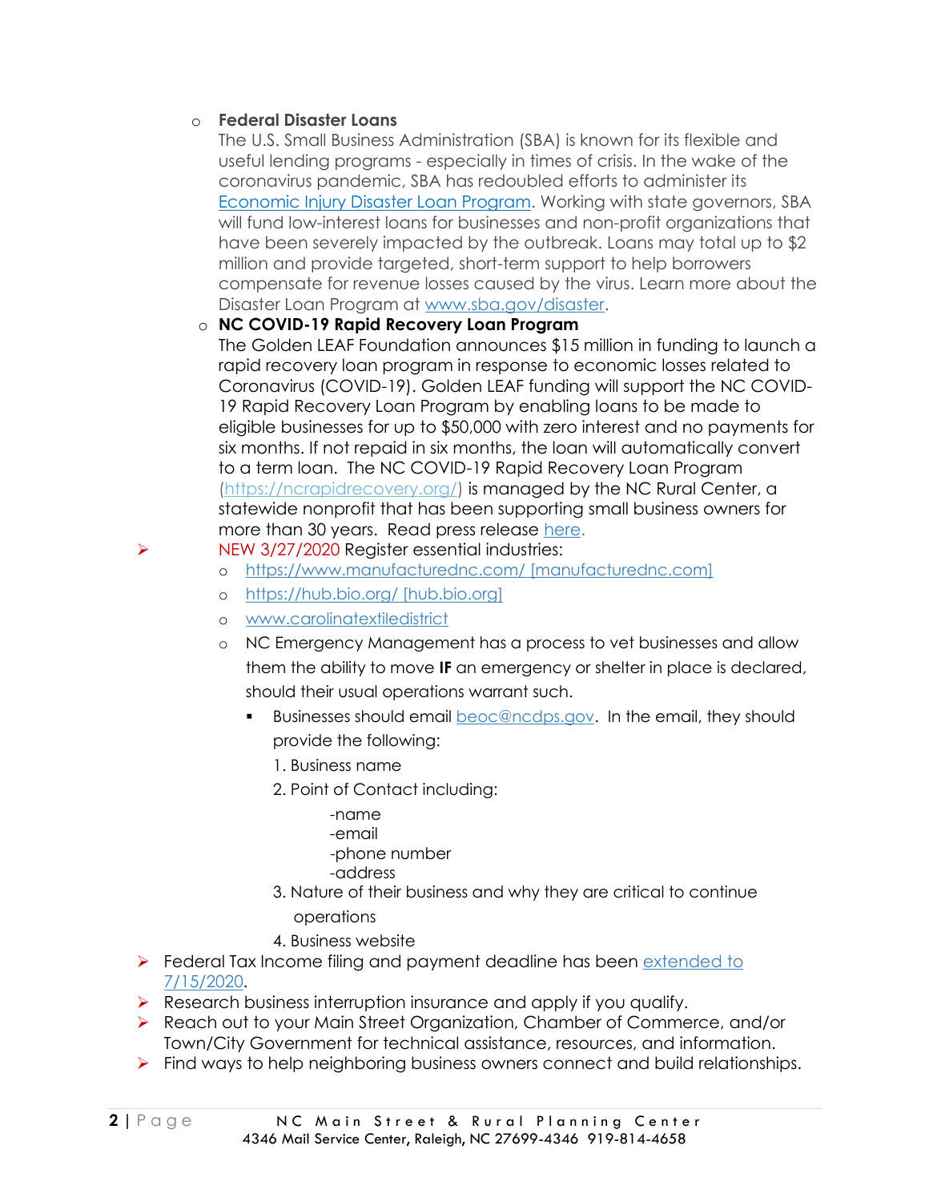- **Federal Disaster Loans**

  The U.S. Small Business Administration (SBA) is known for its flexible and useful lending programs - especially in times of crisis. In the wake of the coronavirus pandemic, SBA has redoubled efforts to administer its [Economic Injury Disaster Loan Program](). Working with state governors, SBA will fund low-interest loans for businesses and non-profit organizations that have been severely impacted by the outbreak. Loans may total up to $2 million and provide targeted, short-term support to help borrowers compensate for revenue losses caused by the virus. Learn more about the Disaster Loan Program at [www.sba.gov/disaster](www.sba.gov/disaster).

- **NC COVID-19 Rapid Recovery Loan Program**

  The Golden LEAF Foundation announces $15 million in funding to launch a rapid recovery loan program in response to economic losses related to Coronavirus (COVID-19). Golden LEAF funding will support the NC COVID-19 Rapid Recovery Loan Program by enabling loans to be made to eligible businesses for up to $50,000 with zero interest and no payments for six months. If not repaid in six months, the loan will automatically convert to a term loan. The NC COVID-19 Rapid Recovery Loan Program (https://ncrapidrecovery.org/) is managed by the NC Rural Center, a statewide nonprofit that has been supporting small business owners for more than 30 years. Read press release here.

- NEW 3/27/2020 Register essential industries:
  - https://www.manufacturednc.com/ [manufacturednc.com]
  - https://hub.bio.org/ [hub.bio.org]
  - www.carolinatextiledistrict
  - NC Emergency Management has a process to vet businesses and allow them the ability to move **IF** an emergency or shelter in place is declared, should their usual operations warrant such.
    - Businesses should email beoc@ncdps.gov. In the email, they should provide the following:
      1. Business name
      2. Point of Contact including:
         - -name
         - -email
         - -phone number
         - -address
      3. Nature of their business and why they are critical to continue operations
      4. Business website
- Federal Tax Income filing and payment deadline has been extended to 7/15/2020.
- Research business interruption insurance and apply if you qualify.
- Reach out to your Main Street Organization, Chamber of Commerce, and/or Town/City Government for technical assistance, resources, and information.
- Find ways to help neighboring business owners connect and build relationships.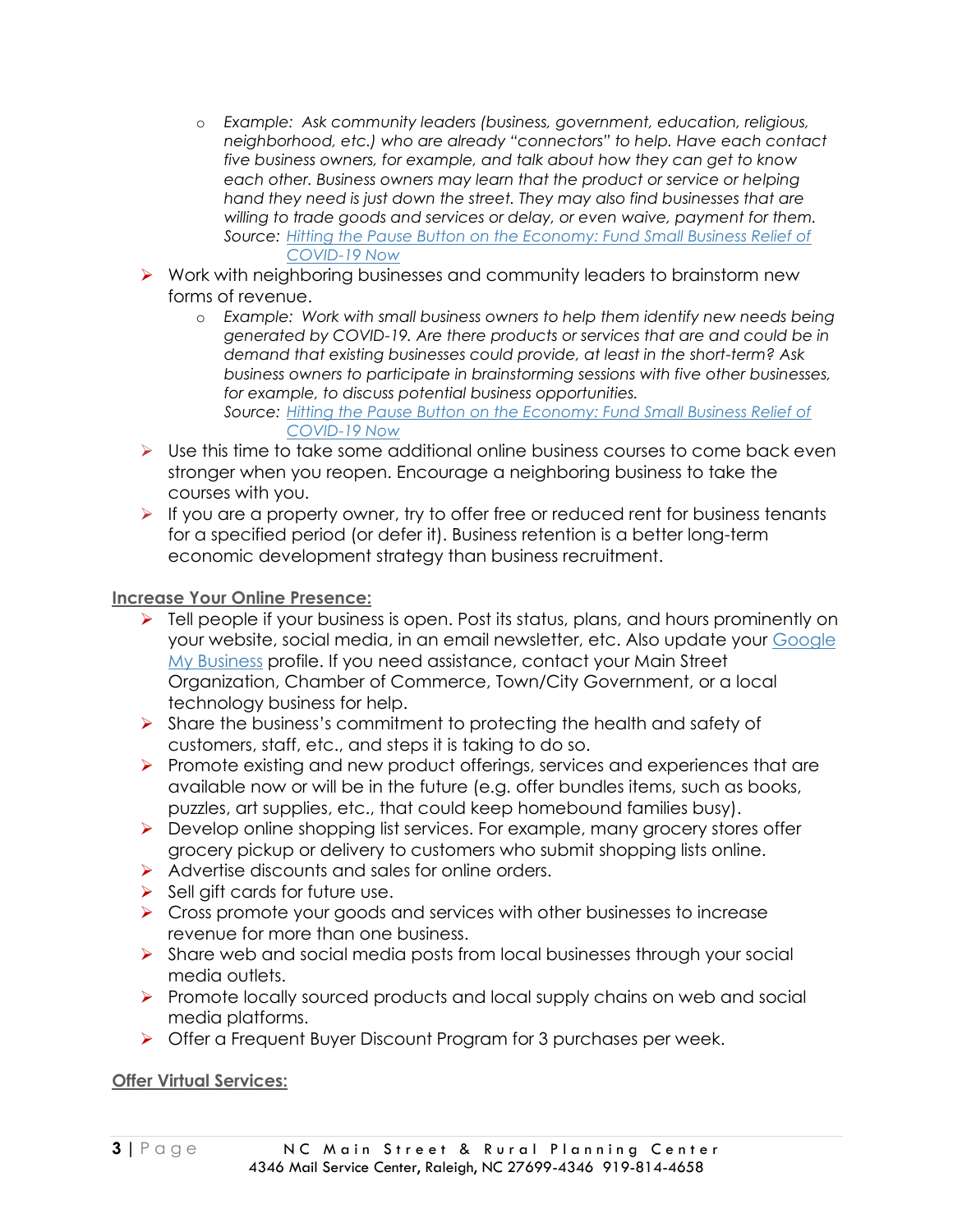- *Example: Ask community leaders (business, government, education, religious, neighborhood, etc.) who are already "connectors" to help. Have each contact five business owners, for example, and talk about how they can get to know each other. Business owners may learn that the product or service or helping hand they need is just down the street. They may also find businesses that are willing to trade goods and services or delay, or even waive, payment for them. Source: [Hitting the Pause Button on the Economy: Fund Small Business Relief of COVID-19 Now]()*
- Work with neighboring businesses and community leaders to brainstorm new forms of revenue.
    - *Example: Work with small business owners to help them identify new needs being generated by COVID-19. Are there products or services that are and could be in demand that existing businesses could provide, at least in the short-term? Ask business owners to participate in brainstorming sessions with five other businesses, for example, to discuss potential business opportunities. Source: [Hitting the Pause Button on the Economy: Fund Small Business Relief of COVID-19 Now]()*
- Use this time to take some additional online business courses to come back even stronger when you reopen. Encourage a neighboring business to take the courses with you.
- If you are a property owner, try to offer free or reduced rent for business tenants for a specified period (or defer it). Business retention is a better long-term economic development strategy than business recruitment.

**Increase Your Online Presence:**

- Tell people if your business is open. Post its status, plans, and hours prominently on your website, social media, in an email newsletter, etc. Also update your [Google My Business]() profile. If you need assistance, contact your Main Street Organization, Chamber of Commerce, Town/City Government, or a local technology business for help.
- Share the business's commitment to protecting the health and safety of customers, staff, etc., and steps it is taking to do so.
- Promote existing and new product offerings, services and experiences that are available now or will be in the future (e.g. offer bundles items, such as books, puzzles, art supplies, etc., that could keep homebound families busy).
- Develop online shopping list services. For example, many grocery stores offer grocery pickup or delivery to customers who submit shopping lists online.
- Advertise discounts and sales for online orders.
- Sell gift cards for future use.
- Cross promote your goods and services with other businesses to increase revenue for more than one business.
- Share web and social media posts from local businesses through your social media outlets.
- Promote locally sourced products and local supply chains on web and social media platforms.
- Offer a Frequent Buyer Discount Program for 3 purchases per week.

**Offer Virtual Services:**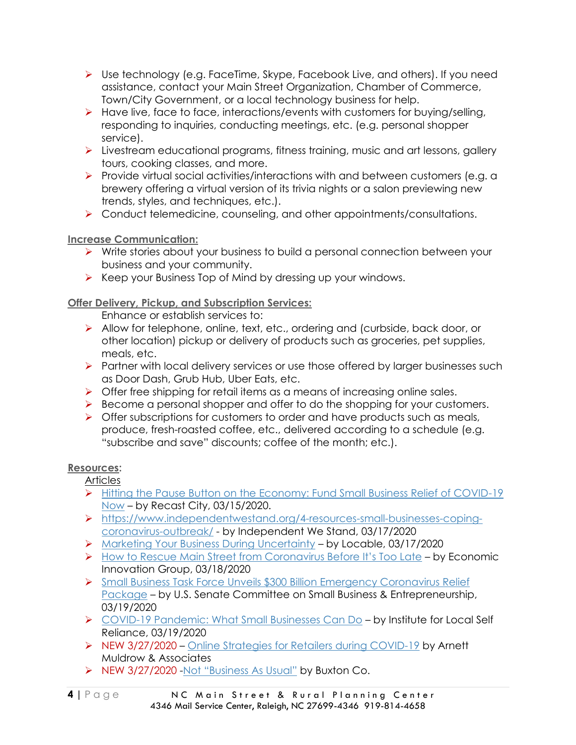- Use technology (e.g. FaceTime, Skype, Facebook Live, and others). If you need assistance, contact your Main Street Organization, Chamber of Commerce, Town/City Government, or a local technology business for help.
- Have live, face to face, interactions/events with customers for buying/selling, responding to inquiries, conducting meetings, etc. (e.g. personal shopper service).
- Livestream educational programs, fitness training, music and art lessons, gallery tours, cooking classes, and more.
- Provide virtual social activities/interactions with and between customers (e.g. a brewery offering a virtual version of its trivia nights or a salon previewing new trends, styles, and techniques, etc.).
- Conduct telemedicine, counseling, and other appointments/consultations.

**Increase Communication:**

- Write stories about your business to build a personal connection between your business and your community.
- Keep your Business Top of Mind by dressing up your windows.

**Offer Delivery, Pickup, and Subscription Services:**

Enhance or establish services to:

- Allow for telephone, online, text, etc., ordering and (curbside, back door, or other location) pickup or delivery of products such as groceries, pet supplies, meals, etc.
- Partner with local delivery services or use those offered by larger businesses such as Door Dash, Grub Hub, Uber Eats, etc.
- Offer free shipping for retail items as a means of increasing online sales.
- Become a personal shopper and offer to do the shopping for your customers.
- Offer subscriptions for customers to order and have products such as meals, produce, fresh-roasted coffee, etc., delivered according to a schedule (e.g. "subscribe and save" discounts; coffee of the month; etc.).

**Resources:**

Articles

- Hitting the Pause Button on the Economy: Fund Small Business Relief of COVID-19 Now – by Recast City, 03/15/2020.
- https://www.independentwestand.org/4-resources-small-businesses-coping-coronavirus-outbreak/ - by Independent We Stand, 03/17/2020
- Marketing Your Business During Uncertainty – by Locable, 03/17/2020
- How to Rescue Main Street from Coronavirus Before It's Too Late – by Economic Innovation Group, 03/18/2020
- Small Business Task Force Unveils $300 Billion Emergency Coronavirus Relief Package – by U.S. Senate Committee on Small Business & Entrepreneurship, 03/19/2020
- COVID-19 Pandemic: What Small Businesses Can Do – by Institute for Local Self Reliance, 03/19/2020
- NEW 3/27/2020 – Online Strategies for Retailers during COVID-19 by Arnett Muldrow & Associates
- NEW 3/27/2020 -Not "Business As Usual" by Buxton Co.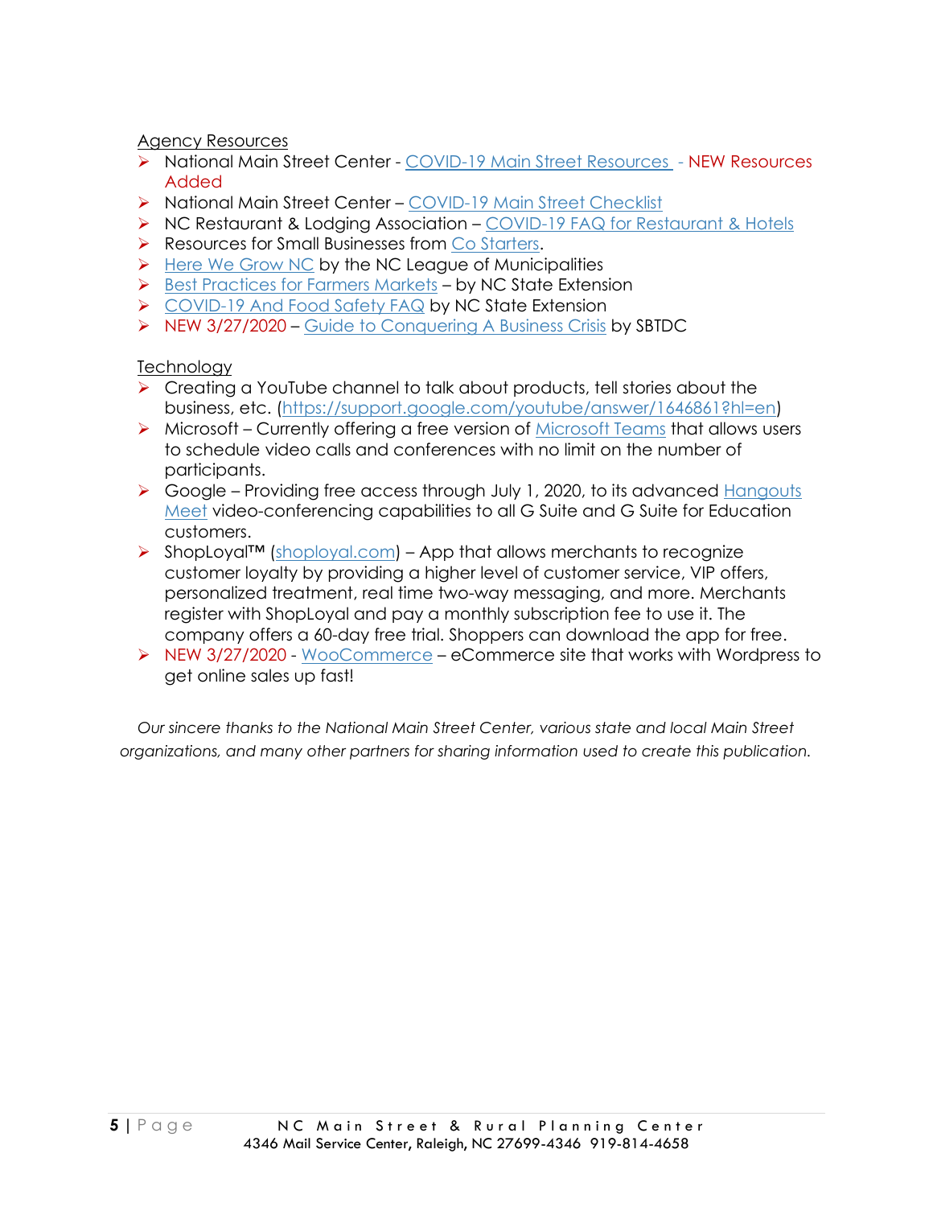Agency Resources

- National Main Street Center - COVID-19 Main Street Resources - NEW Resources Added
- National Main Street Center – COVID-19 Main Street Checklist
- NC Restaurant & Lodging Association – COVID-19 FAQ for Restaurant & Hotels
- Resources for Small Businesses from Co Starters.
- Here We Grow NC by the NC League of Municipalities
- Best Practices for Farmers Markets – by NC State Extension
- COVID-19 And Food Safety FAQ by NC State Extension
- NEW 3/27/2020 – Guide to Conquering A Business Crisis by SBTDC

Technology

- Creating a YouTube channel to talk about products, tell stories about the business, etc. (https://support.google.com/youtube/answer/1646861?hl=en)
- Microsoft – Currently offering a free version of Microsoft Teams that allows users to schedule video calls and conferences with no limit on the number of participants.
- Google – Providing free access through July 1, 2020, to its advanced Hangouts Meet video-conferencing capabilities to all G Suite and G Suite for Education customers.
- ShopLoyal™ (shoployal.com) – App that allows merchants to recognize customer loyalty by providing a higher level of customer service, VIP offers, personalized treatment, real time two-way messaging, and more. Merchants register with ShopLoyal and pay a monthly subscription fee to use it. The company offers a 60-day free trial. Shoppers can download the app for free.
- NEW 3/27/2020 - WooCommerce – eCommerce site that works with Wordpress to get online sales up fast!

*Our sincere thanks to the National Main Street Center, various state and local Main Street organizations, and many other partners for sharing information used to create this publication.*